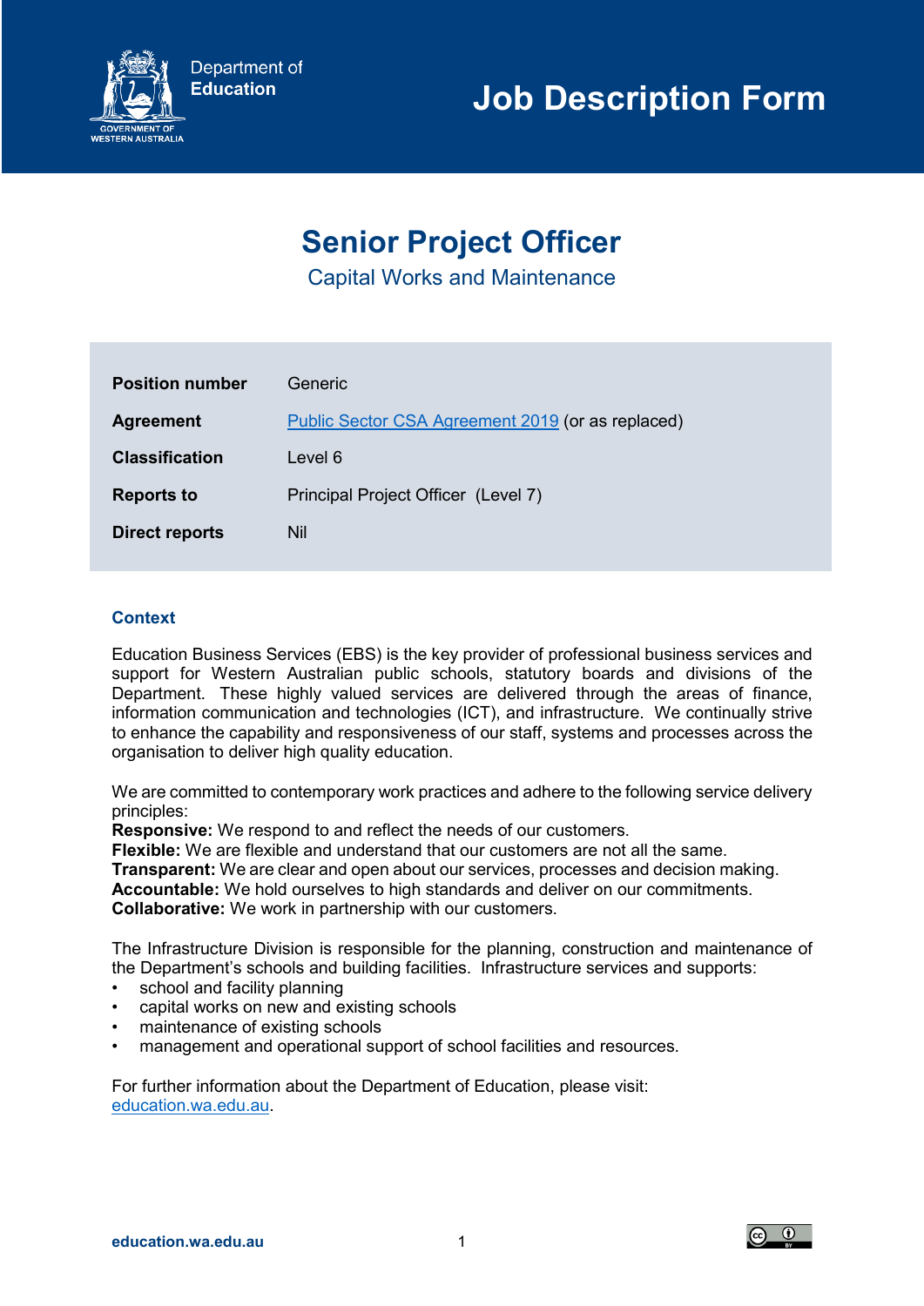Department of Education

# Job Description Form

## Senior Project Officer

Capital Works and Maintenance

| | |
|---|---|
| **Position number** | Generic |
| **Agreement** | Public Sector CSA Agreement 2019 (or as replaced) |
| **Classification** | Level 6 |
| **Reports to** | Principal Project Officer (Level 7) |
| **Direct reports** | Nil |

### Context

Education Business Services (EBS) is the key provider of professional business services and support for Western Australian public schools, statutory boards and divisions of the Department. These highly valued services are delivered through the areas of finance, information communication and technologies (ICT), and infrastructure. We continually strive to enhance the capability and responsiveness of our staff, systems and processes across the organisation to deliver high quality education.

We are committed to contemporary work practices and adhere to the following service delivery principles:
**Responsive:** We respond to and reflect the needs of our customers.
**Flexible:** We are flexible and understand that our customers are not all the same.
**Transparent:** We are clear and open about our services, processes and decision making.
**Accountable:** We hold ourselves to high standards and deliver on our commitments.
**Collaborative:** We work in partnership with our customers.

The Infrastructure Division is responsible for the planning, construction and maintenance of the Department's schools and building facilities. Infrastructure services and supports:

- school and facility planning
- capital works on new and existing schools
- maintenance of existing schools
- management and operational support of school facilities and resources.

For further information about the Department of Education, please visit: education.wa.edu.au.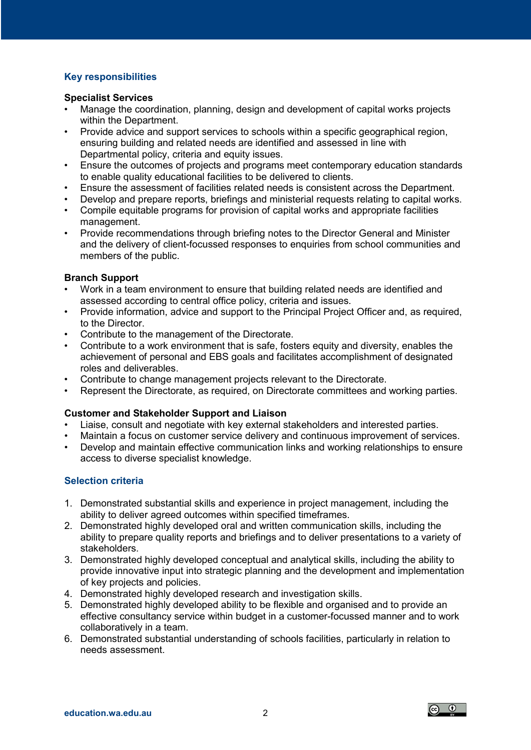## Key responsibilities

### Specialist Services

- Manage the coordination, planning, design and development of capital works projects within the Department.
- Provide advice and support services to schools within a specific geographical region, ensuring building and related needs are identified and assessed in line with Departmental policy, criteria and equity issues.
- Ensure the outcomes of projects and programs meet contemporary education standards to enable quality educational facilities to be delivered to clients.
- Ensure the assessment of facilities related needs is consistent across the Department.
- Develop and prepare reports, briefings and ministerial requests relating to capital works.
- Compile equitable programs for provision of capital works and appropriate facilities management.
- Provide recommendations through briefing notes to the Director General and Minister and the delivery of client-focussed responses to enquiries from school communities and members of the public.

### Branch Support

- Work in a team environment to ensure that building related needs are identified and assessed according to central office policy, criteria and issues.
- Provide information, advice and support to the Principal Project Officer and, as required, to the Director.
- Contribute to the management of the Directorate.
- Contribute to a work environment that is safe, fosters equity and diversity, enables the achievement of personal and EBS goals and facilitates accomplishment of designated roles and deliverables.
- Contribute to change management projects relevant to the Directorate.
- Represent the Directorate, as required, on Directorate committees and working parties.

### Customer and Stakeholder Support and Liaison

- Liaise, consult and negotiate with key external stakeholders and interested parties.
- Maintain a focus on customer service delivery and continuous improvement of services.
- Develop and maintain effective communication links and working relationships to ensure access to diverse specialist knowledge.

## Selection criteria

1. Demonstrated substantial skills and experience in project management, including the ability to deliver agreed outcomes within specified timeframes.
2. Demonstrated highly developed oral and written communication skills, including the ability to prepare quality reports and briefings and to deliver presentations to a variety of stakeholders.
3. Demonstrated highly developed conceptual and analytical skills, including the ability to provide innovative input into strategic planning and the development and implementation of key projects and policies.
4. Demonstrated highly developed research and investigation skills.
5. Demonstrated highly developed ability to be flexible and organised and to provide an effective consultancy service within budget in a customer-focussed manner and to work collaboratively in a team.
6. Demonstrated substantial understanding of schools facilities, particularly in relation to needs assessment.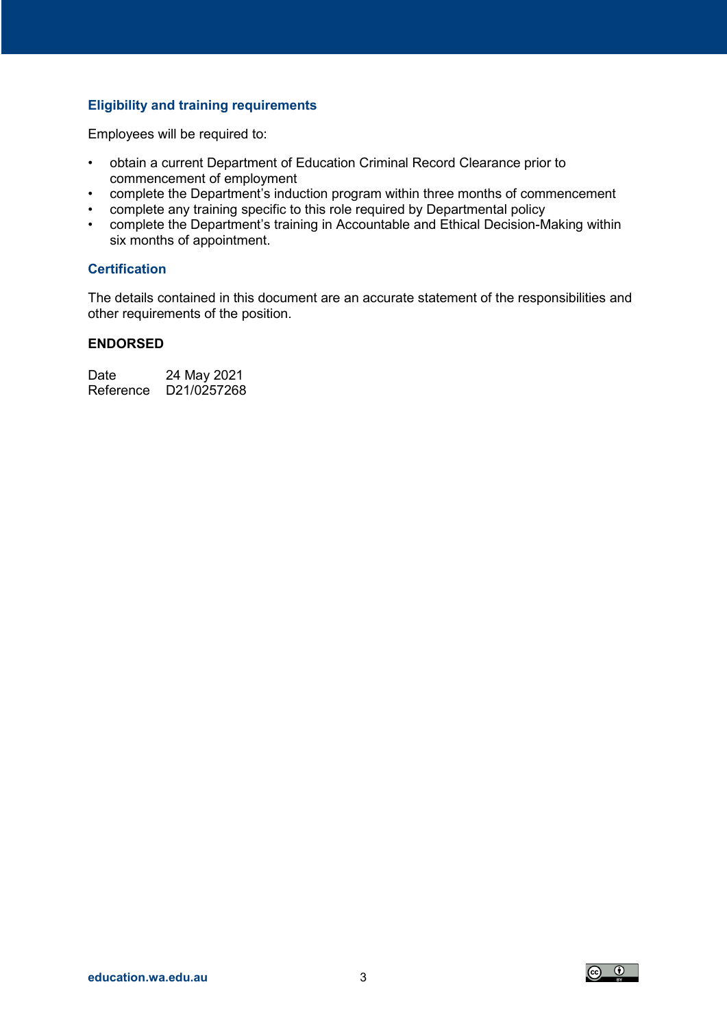## Eligibility and training requirements

Employees will be required to:

- obtain a current Department of Education Criminal Record Clearance prior to commencement of employment
- complete the Department's induction program within three months of commencement
- complete any training specific to this role required by Departmental policy
- complete the Department's training in Accountable and Ethical Decision-Making within six months of appointment.

## Certification

The details contained in this document are an accurate statement of the responsibilities and other requirements of the position.

**ENDORSED**

| | |
|---|---|
| Date | 24 May 2021 |
| Reference | D21/0257268 |